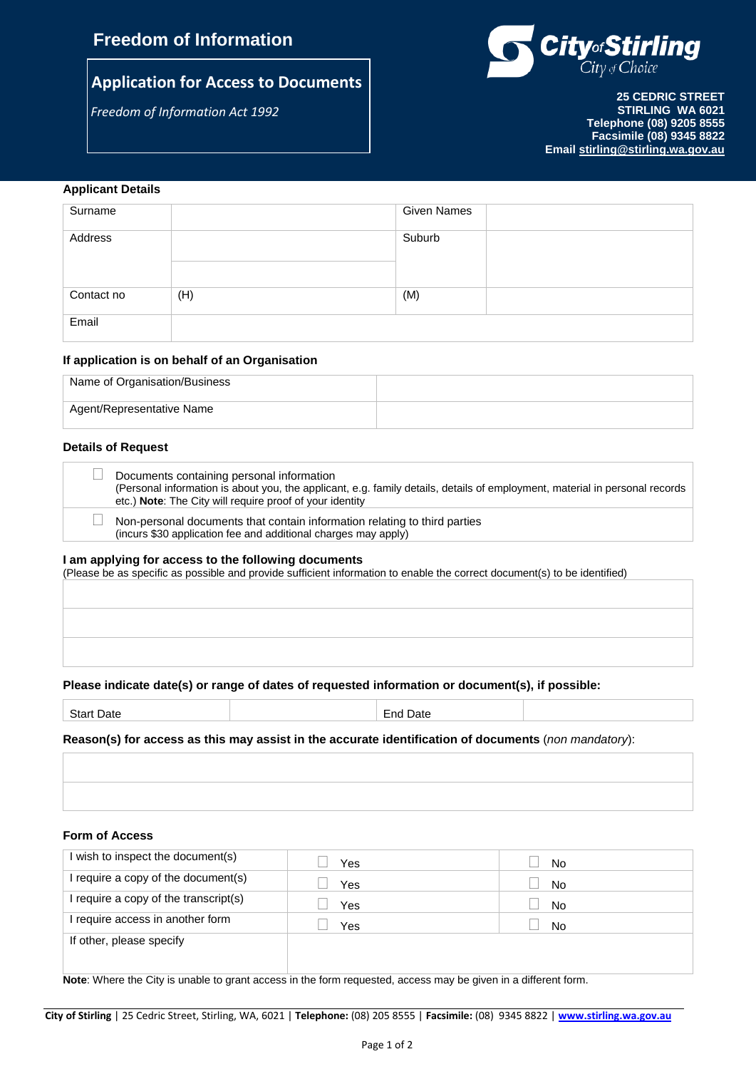# Freedom of Information

## Application for Access to Documents

*Freedom of Information Act 1992*

**City of Stirling**
City of Choice

**25 CEDRIC STREET**
**STIRLING WA 6021**
**Telephone (08) 9205 8555**
**Facsimile (08) 9345 8822**
**Email stirling@stirling.wa.gov.au**

### Applicant Details

| Surname | | Given Names | |
|---|---|---|---|
| Address | | Suburb | |
| | | | |
| Contact no | (H) | (M) | |
| Email | | | |

### If application is on behalf of an Organisation

| Name of Organisation/Business | |
|---|---|
| Agent/Representative Name | |

### Details of Request

| | |
|---|---|
| ☐ | Documents containing personal information<br>(Personal information is about you, the applicant, e.g. family details, details of employment, material in personal records etc.) **Note**: The City will require proof of your identity |
| ☐ | Non-personal documents that contain information relating to third parties<br>(incurs $30 application fee and additional charges may apply) |

**I am applying for access to the following documents**
(Please be as specific as possible and provide sufficient information to enable the correct document(s) to be identified)

| |
|---|
| |
| |
| |

**Please indicate date(s) or range of dates of requested information or document(s), if possible:**

| Start Date | | End Date | |
|---|---|---|---|

**Reason(s) for access as this may assist in the accurate identification of documents** (*non mandatory*):

| |
|---|
| |
| |

### Form of Access

| | | |
|---|---|---|
| I wish to inspect the document(s) | ☐ Yes | ☐ No |
| I require a copy of the document(s) | ☐ Yes | ☐ No |
| I require a copy of the transcript(s) | ☐ Yes | ☐ No |
| I require access in another form | ☐ Yes | ☐ No |
| If other, please specify | | |

**Note**: Where the City is unable to grant access in the form requested, access may be given in a different form.

**City of Stirling** | 25 Cedric Street, Stirling, WA, 6021 | **Telephone:** (08) 205 8555 | **Facsimile:** (08) 9345 8822 | **www.stirling.wa.gov.au**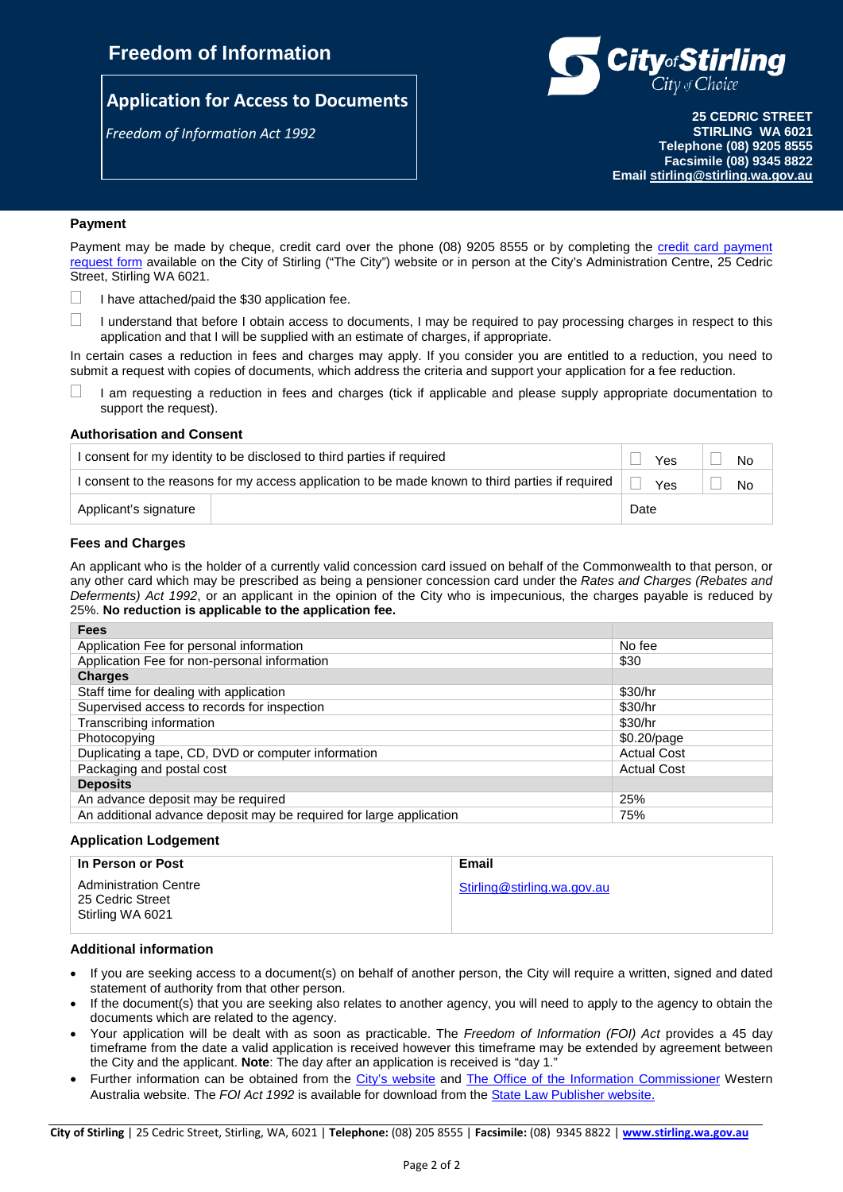# Freedom of Information

## Application for Access to Documents

*Freedom of Information Act 1992*

**City of Stirling**
*City of Choice*

**25 CEDRIC STREET**
**STIRLING WA 6021**
**Telephone (08) 9205 8555**
**Facsimile (08) 9345 8822**
**Email stirling@stirling.wa.gov.au**

### Payment

Payment may be made by cheque, credit card over the phone (08) 9205 8555 or by completing the credit card payment request form available on the City of Stirling ("The City") website or in person at the City's Administration Centre, 25 Cedric Street, Stirling WA 6021.

☐ I have attached/paid the $30 application fee.

☐ I understand that before I obtain access to documents, I may be required to pay processing charges in respect to this application and that I will be supplied with an estimate of charges, if appropriate.

In certain cases a reduction in fees and charges may apply. If you consider you are entitled to a reduction, you need to submit a request with copies of documents, which address the criteria and support your application for a fee reduction.

☐ I am requesting a reduction in fees and charges (tick if applicable and please supply appropriate documentation to support the request).

### Authorisation and Consent

| | | | |
|---|---|---|---|
| I consent for my identity to be disclosed to third parties if required | | ☐ Yes | ☐ No |
| I consent to the reasons for my access application to be made known to third parties if required | | ☐ Yes | ☐ No |
| Applicant's signature | | Date | |

### Fees and Charges

An applicant who is the holder of a currently valid concession card issued on behalf of the Commonwealth to that person, or any other card which may be prescribed as being a pensioner concession card under the *Rates and Charges (Rebates and Deferments) Act 1992*, or an applicant in the opinion of the City who is impecunious, the charges payable is reduced by 25%. **No reduction is applicable to the application fee.**

| **Fees** | |
|---|---|
| Application Fee for personal information | No fee |
| Application Fee for non-personal information | $30 |
| **Charges** | |
| Staff time for dealing with application | $30/hr |
| Supervised access to records for inspection | $30/hr |
| Transcribing information | $30/hr |
| Photocopying | $0.20/page |
| Duplicating a tape, CD, DVD or computer information | Actual Cost |
| Packaging and postal cost | Actual Cost |
| **Deposits** | |
| An advance deposit may be required | 25% |
| An additional advance deposit may be required for large application | 75% |

### Application Lodgement

| In Person or Post | Email |
|---|---|
| Administration Centre<br>25 Cedric Street<br>Stirling WA 6021 | Stirling@stirling.wa.gov.au |

### Additional information

- If you are seeking access to a document(s) on behalf of another person, the City will require a written, signed and dated statement of authority from that other person.
- If the document(s) that you are seeking also relates to another agency, you will need to apply to the agency to obtain the documents which are related to the agency.
- Your application will be dealt with as soon as practicable. The *Freedom of Information (FOI) Act* provides a 45 day timeframe from the date a valid application is received however this timeframe may be extended by agreement between the City and the applicant. **Note**: The day after an application is received is "day 1."
- Further information can be obtained from the City's website and The Office of the Information Commissioner Western Australia website. The *FOI Act 1992* is available for download from the State Law Publisher website.

**City of Stirling** | 25 Cedric Street, Stirling, WA, 6021 | **Telephone:** (08) 205 8555 | **Facsimile:** (08) 9345 8822 | **www.stirling.wa.gov.au**